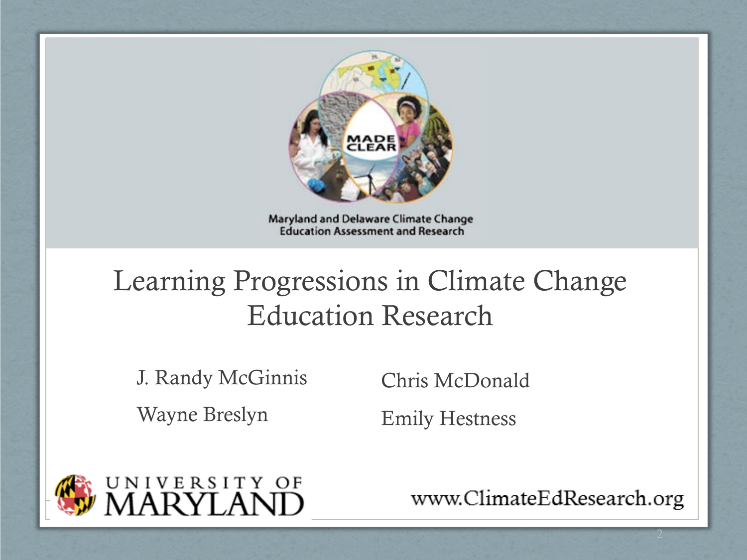Maryland and Delaware Climate Change Education Assessment and Research

# Learning Progressions in Climate Change Education Research

J. Randy McGinnis

Wayne Breslyn

Chris McDonald

Emily Hestness

UNIVERSITY OF MARYLAND

www.ClimateEdResearch.org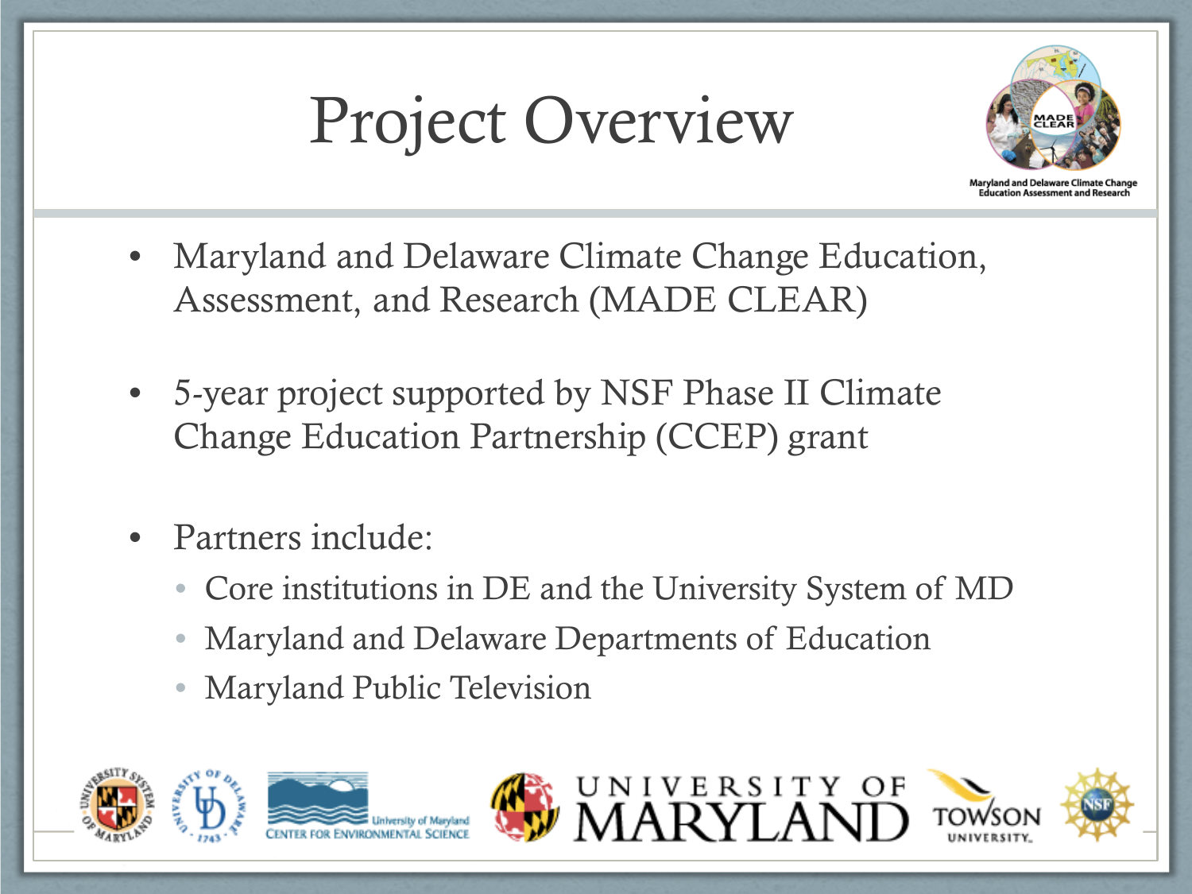# Project Overview

- Maryland and Delaware Climate Change Education, Assessment, and Research (MADE CLEAR)

- 5-year project supported by NSF Phase II Climate Change Education Partnership (CCEP) grant

- Partners include:
  - Core institutions in DE and the University System of MD
  - Maryland and Delaware Departments of Education
  - Maryland Public Television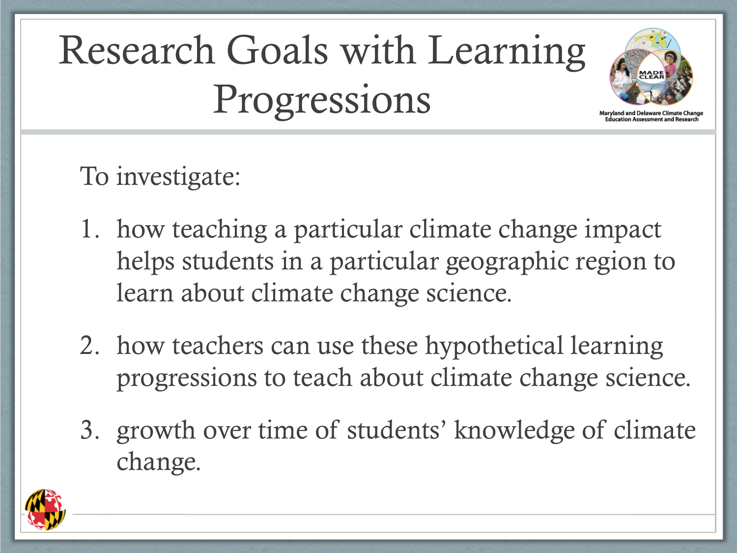# Research Goals with Learning Progressions

Maryland and Delaware Climate Change Education Assessment and Research

To investigate:

1. how teaching a particular climate change impact helps students in a particular geographic region to learn about climate change science.
2. how teachers can use these hypothetical learning progressions to teach about climate change science.
3. growth over time of students' knowledge of climate change.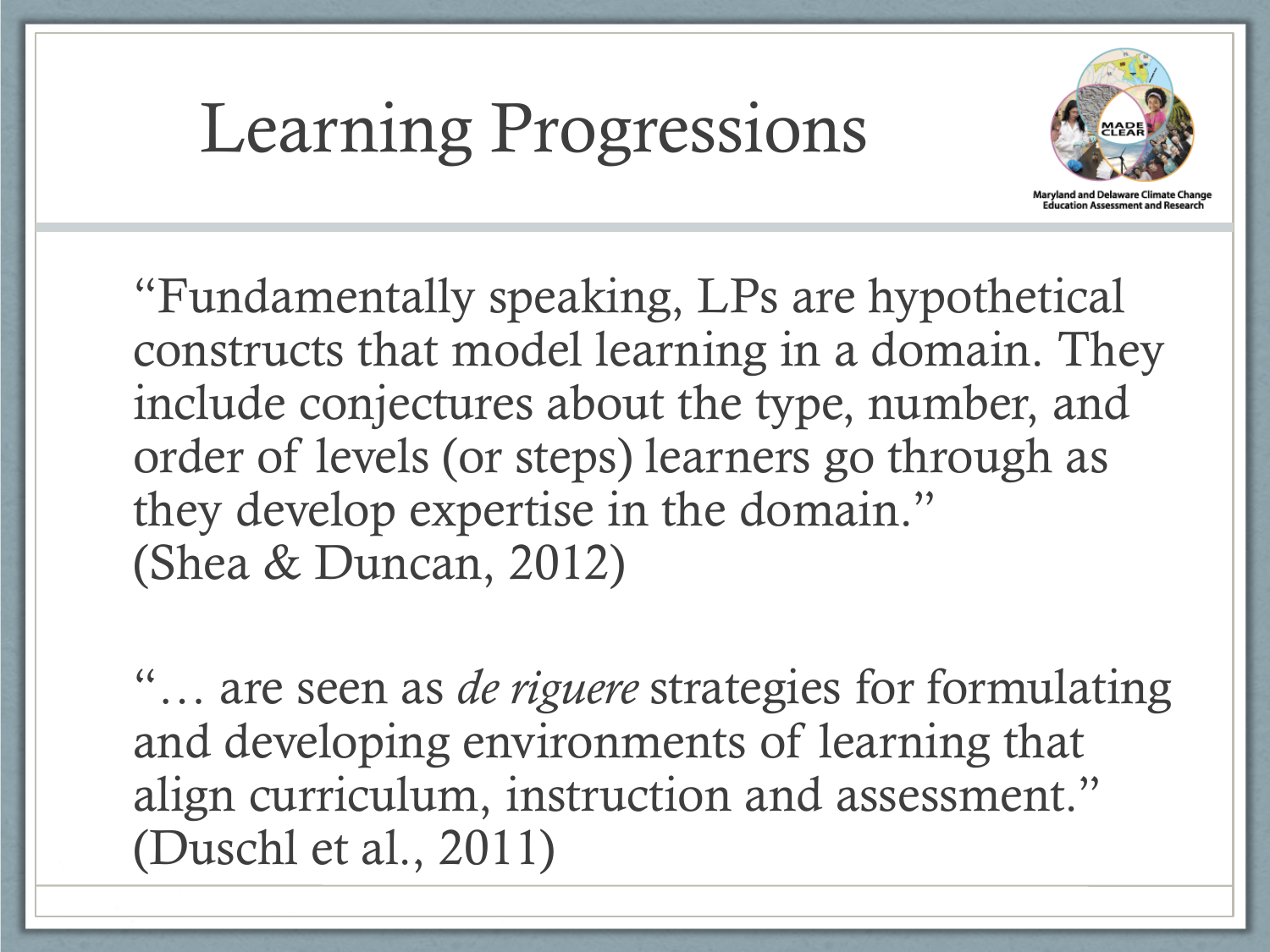# Learning Progressions

Maryland and Delaware Climate Change Education Assessment and Research

"Fundamentally speaking, LPs are hypothetical constructs that model learning in a domain. They include conjectures about the type, number, and order of levels (or steps) learners go through as they develop expertise in the domain."
(Shea & Duncan, 2012)

"… are seen as *de riguere* strategies for formulating and developing environments of learning that align curriculum, instruction and assessment."
(Duschl et al., 2011)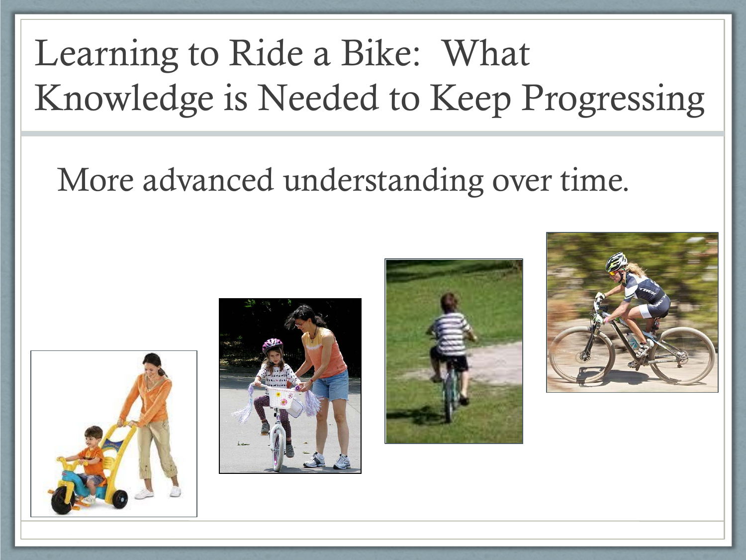# Learning to Ride a Bike: What Knowledge is Needed to Keep Progressing

More advanced understanding over time.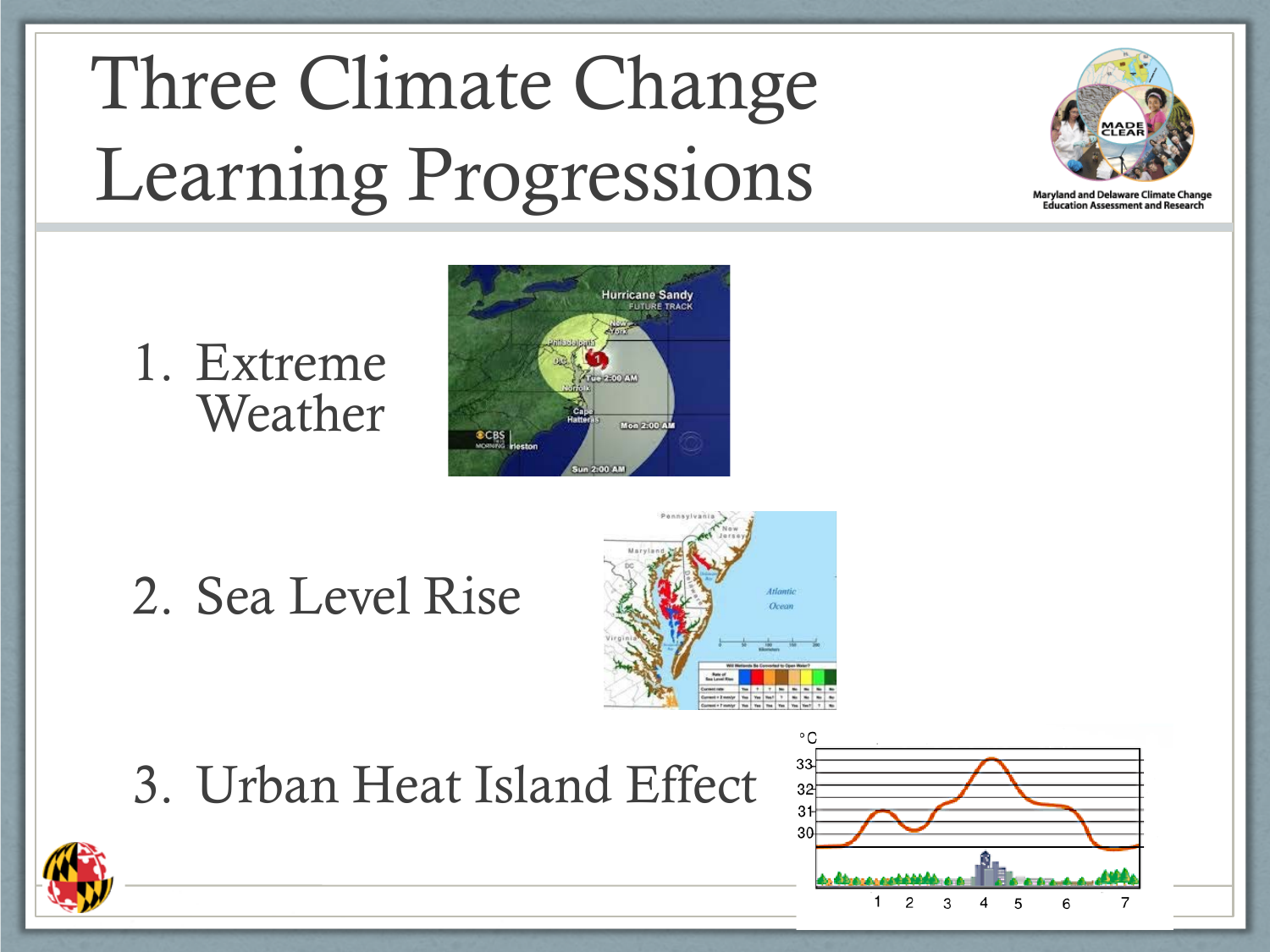# Three Climate Change Learning Progressions

1. Extreme Weather
2. Sea Level Rise
3. Urban Heat Island Effect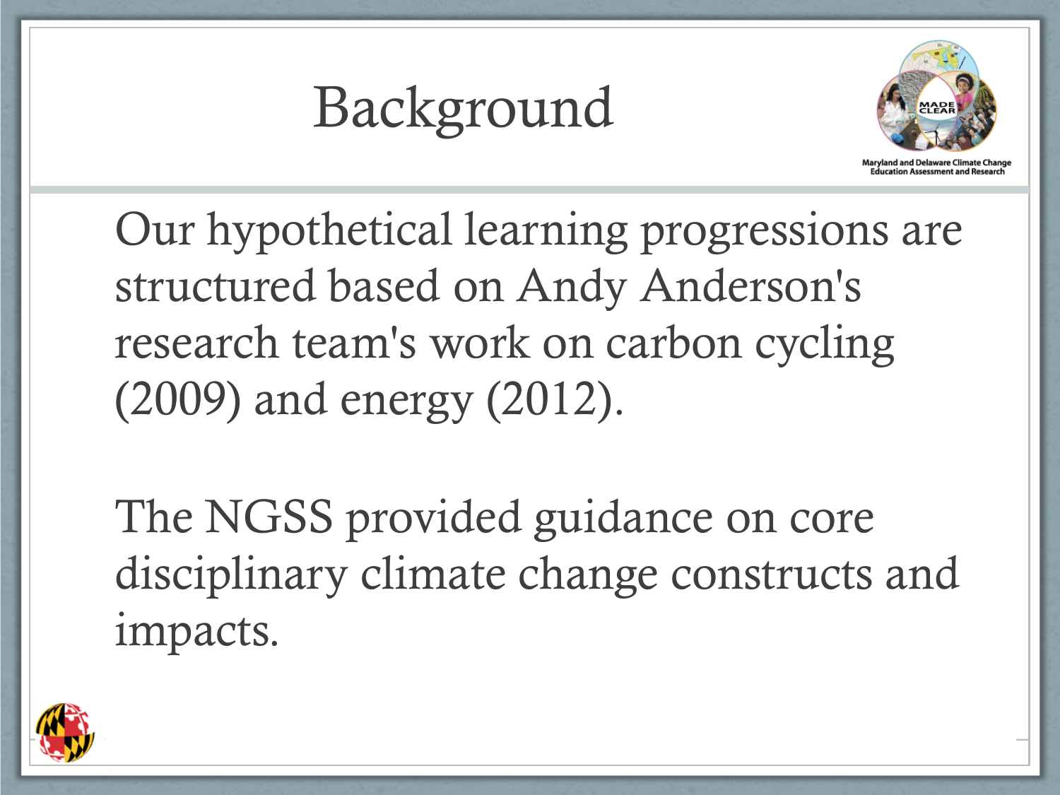# Background

Our hypothetical learning progressions are structured based on Andy Anderson's research team's work on carbon cycling (2009) and energy (2012).

The NGSS provided guidance on core disciplinary climate change constructs and impacts.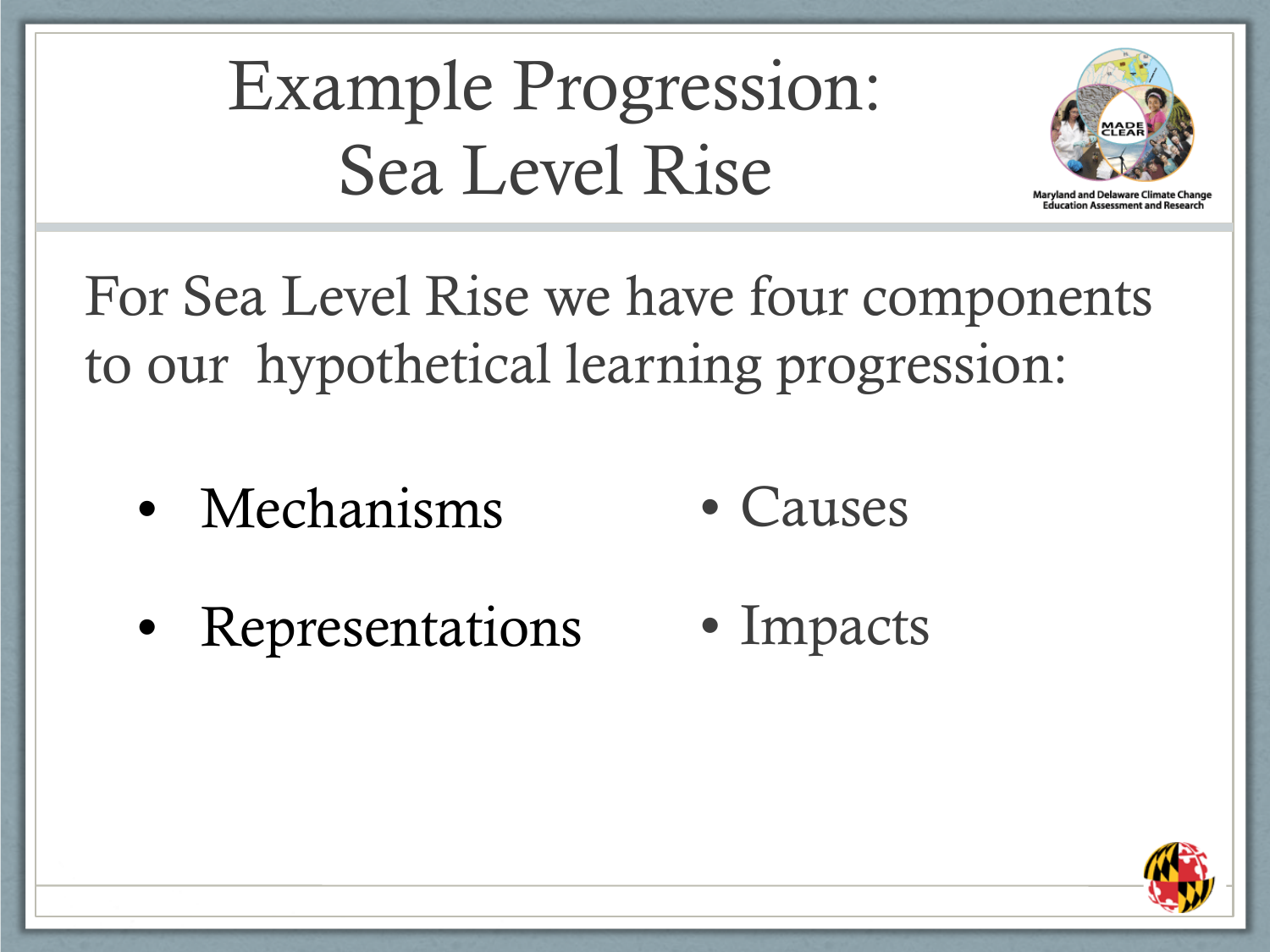# Example Progression: Sea Level Rise

For Sea Level Rise we have four components to our hypothetical learning progression:

- Mechanisms
- Representations
- Causes
- Impacts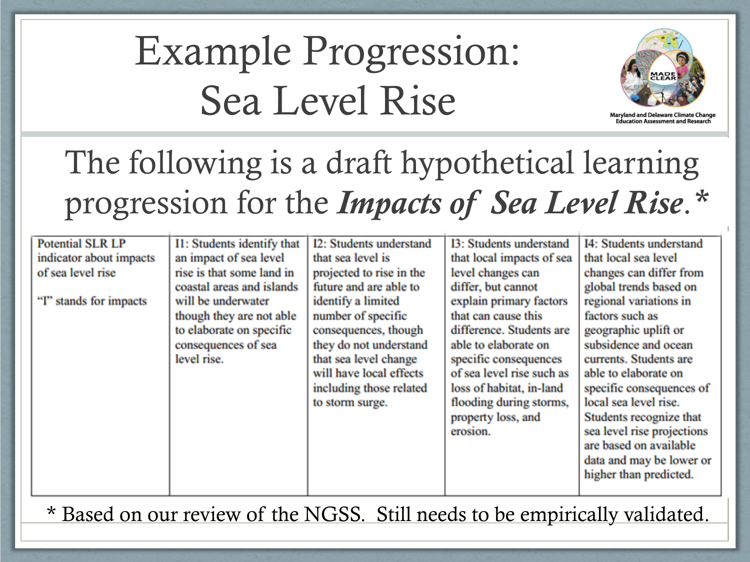# Example Progression: Sea Level Rise

The following is a draft hypothetical learning progression for the ***Impacts of Sea Level Rise***.*

| Potential SLR LP indicator about impacts of sea level rise<br><br>"I" stands for impacts | I1: Students identify that an impact of sea level rise is that some land in coastal areas and islands will be underwater though they are not able to elaborate on specific consequences of sea level rise. | I2: Students understand that sea level is projected to rise in the future and are able to identify a limited number of specific consequences, though they do not understand that sea level change will have local effects including those related to storm surge. | I3: Students understand that local impacts of sea level changes can differ, but cannot explain primary factors that can cause this difference. Students are able to elaborate on specific consequences of sea level rise such as loss of habitat, in-land flooding during storms, property loss, and erosion. | I4: Students understand that local sea level changes can differ from global trends based on regional variations in factors such as geographic uplift or subsidence and ocean currents. Students are able to elaborate on specific consequences of local sea level rise. Students recognize that sea level rise projections are based on available data and may be lower or higher than predicted. |
|---|---|---|---|---|

* Based on our review of the NGSS. Still needs to be empirically validated.

Maryland and Delaware Climate Change Education Assessment and Research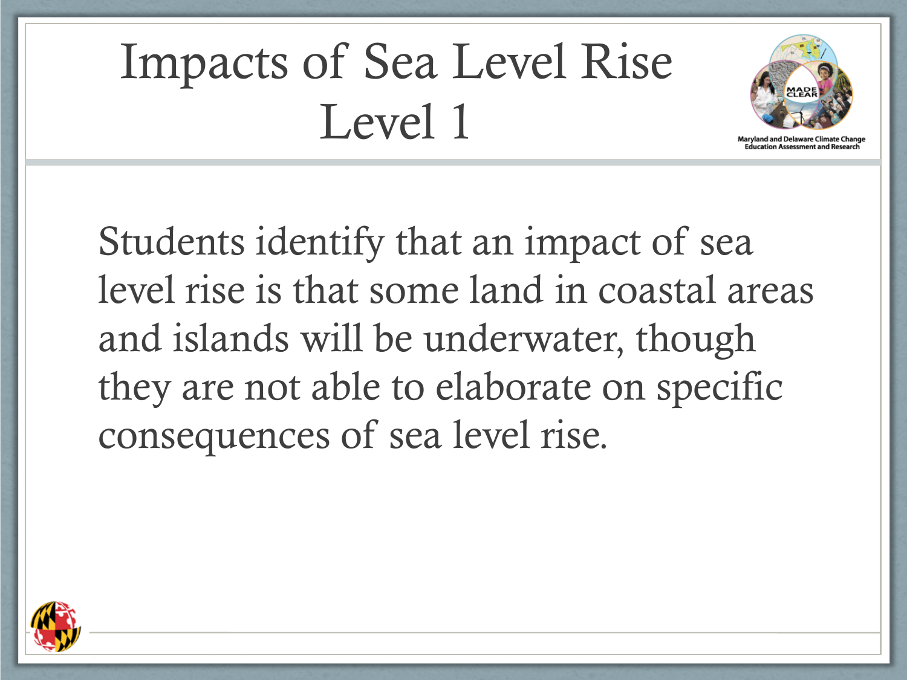# Impacts of Sea Level Rise Level 1

Students identify that an impact of sea level rise is that some land in coastal areas and islands will be underwater, though they are not able to elaborate on specific consequences of sea level rise.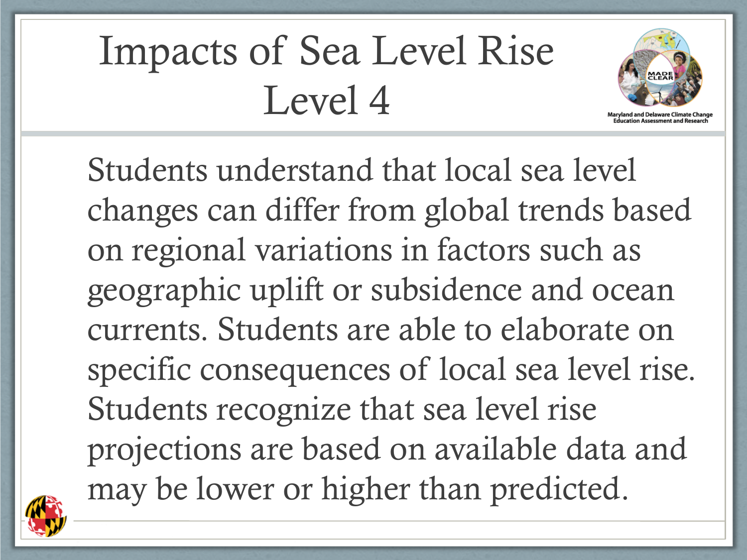# Impacts of Sea Level Rise
# Level 4

Maryland and Delaware Climate Change Education Assessment and Research

Students understand that local sea level changes can differ from global trends based on regional variations in factors such as geographic uplift or subsidence and ocean currents. Students are able to elaborate on specific consequences of local sea level rise. Students recognize that sea level rise projections are based on available data and may be lower or higher than predicted.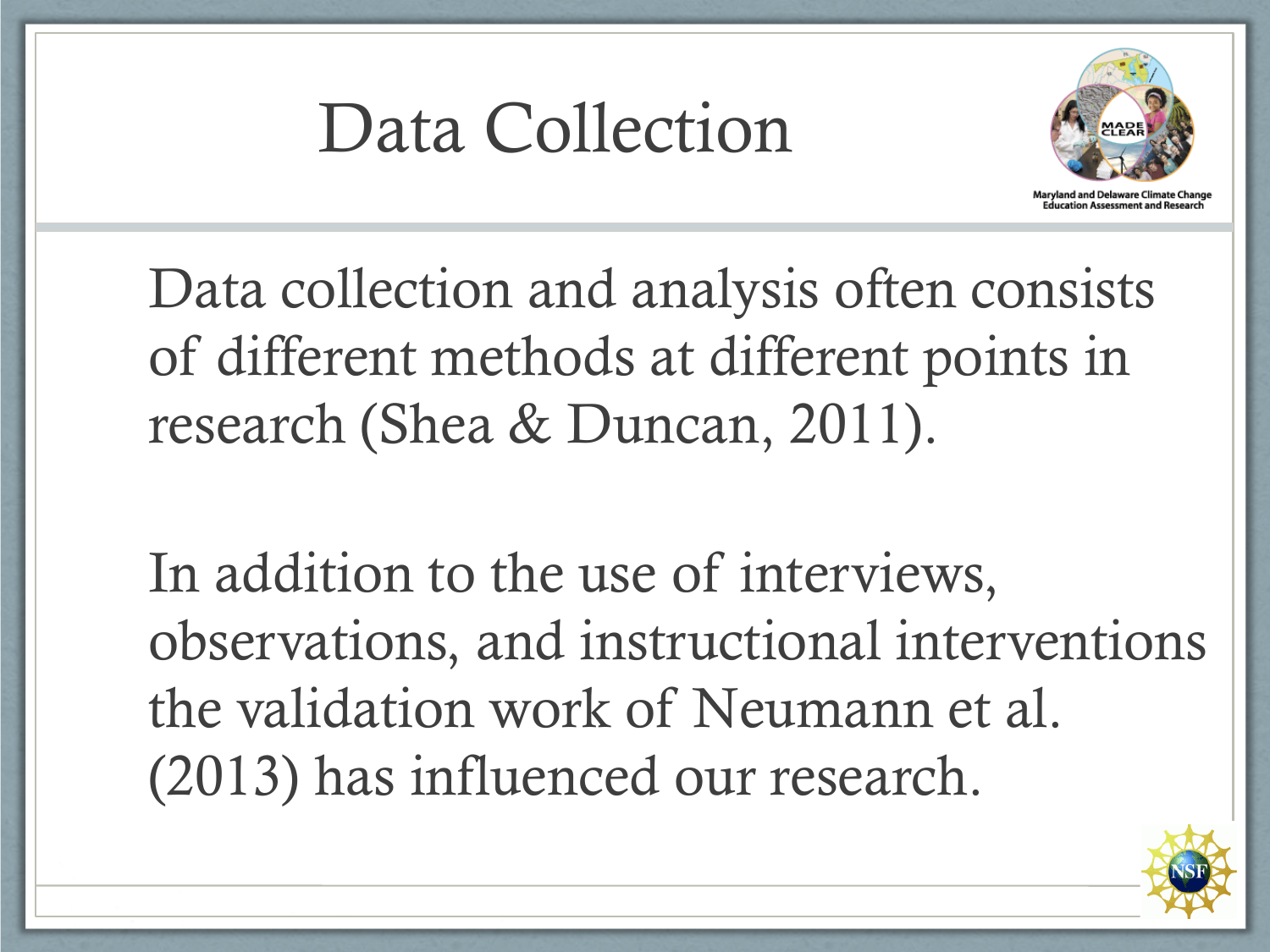# Data Collection

Data collection and analysis often consists of different methods at different points in research (Shea & Duncan, 2011).

In addition to the use of interviews, observations, and instructional interventions the validation work of Neumann et al. (2013) has influenced our research.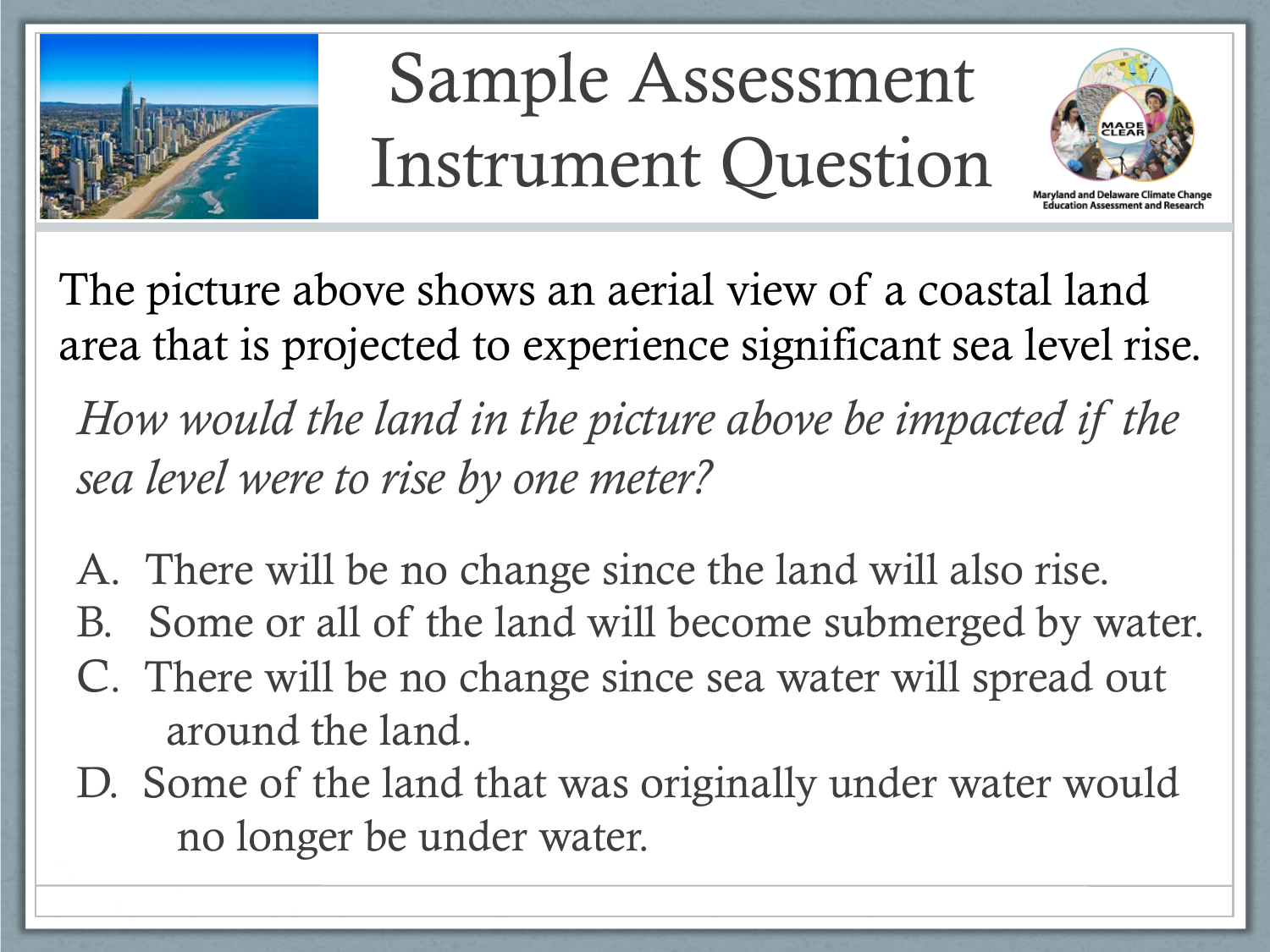# Sample Assessment Instrument Question

Maryland and Delaware Climate Change Education Assessment and Research

The picture above shows an aerial view of a coastal land area that is projected to experience significant sea level rise.

*How would the land in the picture above be impacted if the sea level were to rise by one meter?*

A. There will be no change since the land will also rise.
B. Some or all of the land will become submerged by water.
C. There will be no change since sea water will spread out around the land.
D. Some of the land that was originally under water would no longer be under water.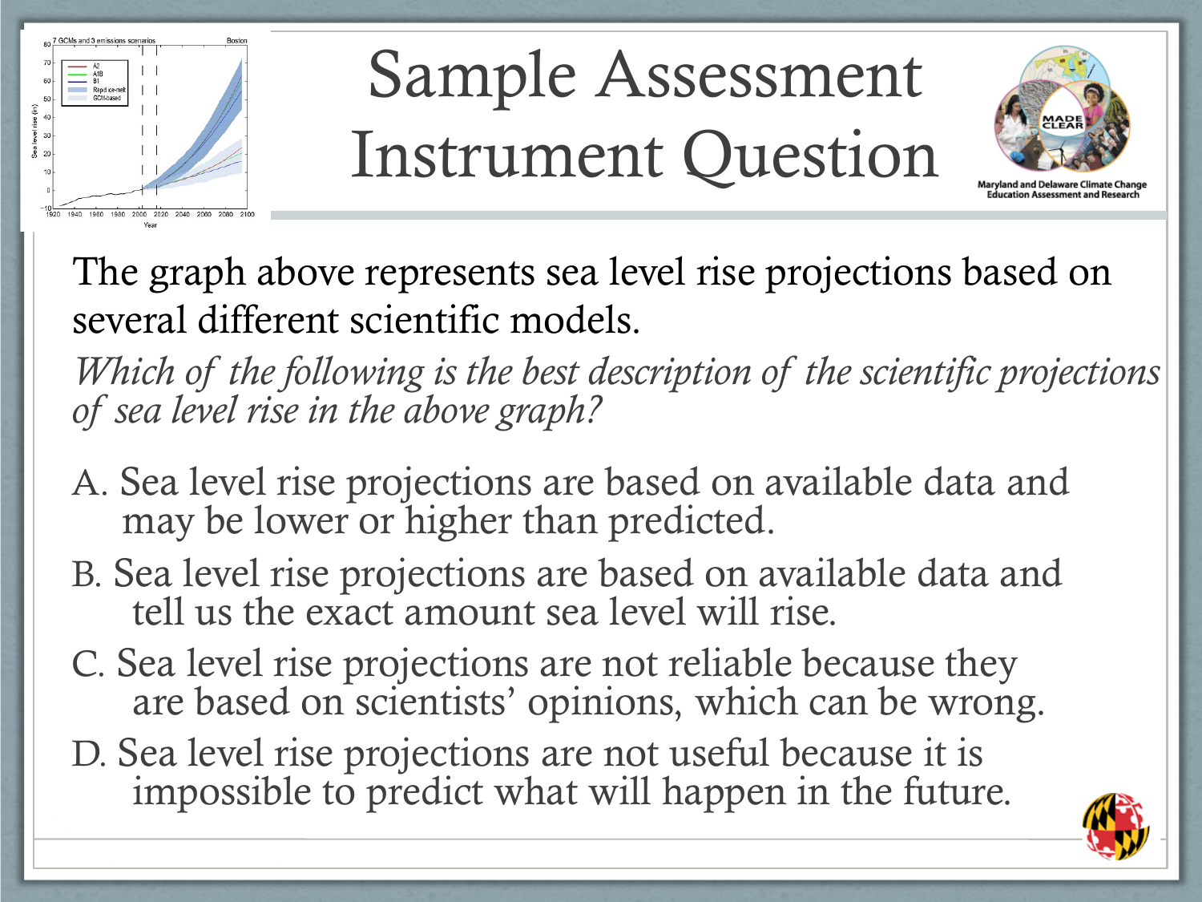# Sample Assessment Instrument Question

The graph above represents sea level rise projections based on several different scientific models.

*Which of the following is the best description of the scientific projections of sea level rise in the above graph?*

A. Sea level rise projections are based on available data and may be lower or higher than predicted.

B. Sea level rise projections are based on available data and tell us the exact amount sea level will rise.

C. Sea level rise projections are not reliable because they are based on scientists' opinions, which can be wrong.

D. Sea level rise projections are not useful because it is impossible to predict what will happen in the future.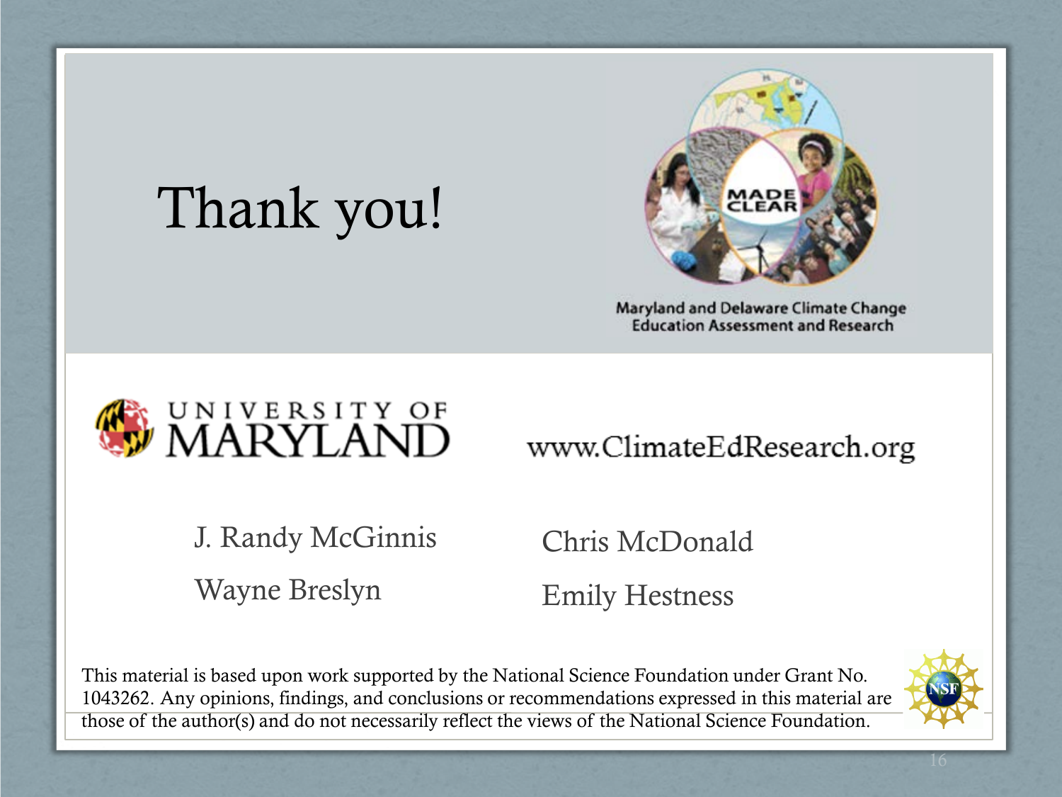# Thank you!

MADE CLEAR

Maryland and Delaware Climate Change Education Assessment and Research

UNIVERSITY OF MARYLAND

www.ClimateEdResearch.org

J. Randy McGinnis

Wayne Breslyn

Chris McDonald

Emily Hestness

This material is based upon work supported by the National Science Foundation under Grant No. 1043262. Any opinions, findings, and conclusions or recommendations expressed in this material are those of the author(s) and do not necessarily reflect the views of the National Science Foundation.